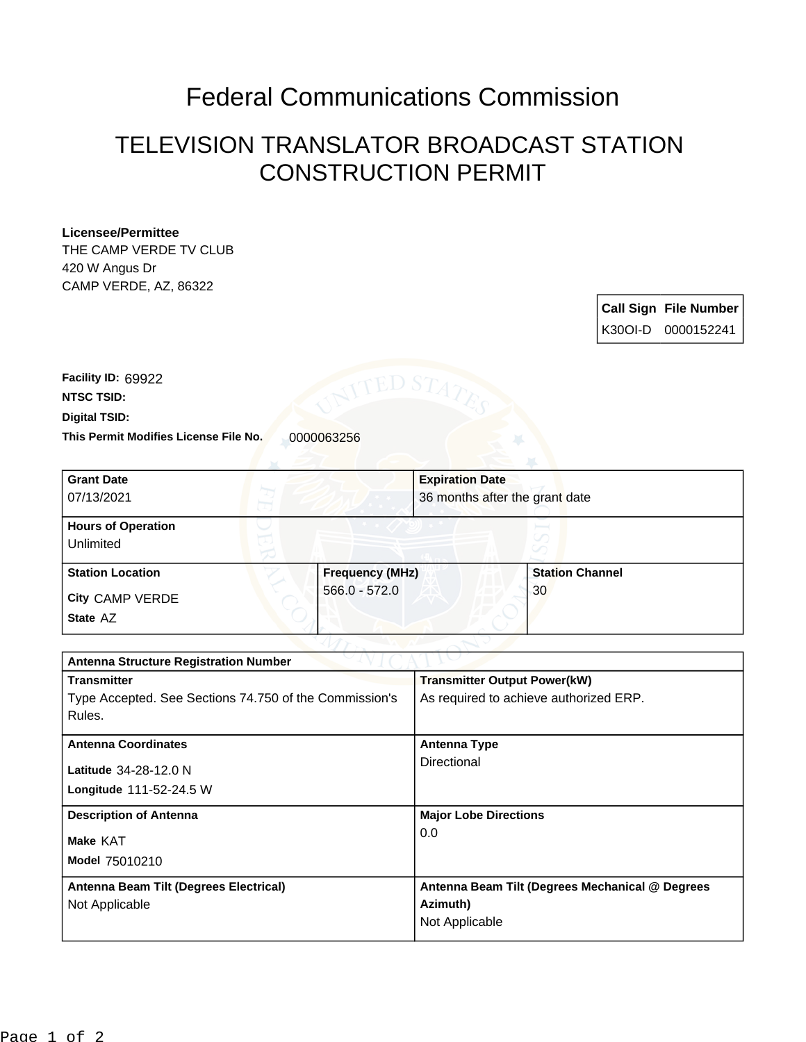# Federal Communications Commission

## TELEVISION TRANSLATOR BROADCAST STATION CONSTRUCTION PERMIT

**Licensee/Permittee**
THE CAMP VERDE TV CLUB
420 W Angus Dr
CAMP VERDE, AZ, 86322

| Call Sign | File Number |
|---|---|
| K30OI-D | 0000152241 |

**Facility ID:** 69922
**NTSC TSID:**
**Digital TSID:**
**This Permit Modifies License File No.** 0000063256

| Grant Date | Expiration Date |
|---|---|
| 07/13/2021 | 36 months after the grant date |

**Hours of Operation**
Unlimited

| Station Location | Frequency (MHz) | Station Channel |
|---|---|---|
| City CAMP VERDE<br>State AZ | 566.0 - 572.0 | 30 |

**Antenna Structure Registration Number**

| Transmitter | Transmitter Output Power(kW) |
|---|---|
| Type Accepted. See Sections 74.750 of the Commission's Rules. | As required to achieve authorized ERP. |

| Antenna Coordinates | Antenna Type |
|---|---|
| Latitude 34-28-12.0 N<br>Longitude 111-52-24.5 W | Directional |

| Description of Antenna | Major Lobe Directions |
|---|---|
| Make KAT<br>Model 75010210 | 0.0 |

| Antenna Beam Tilt (Degrees Electrical) | Antenna Beam Tilt (Degrees Mechanical @ Degrees Azimuth) |
|---|---|
| Not Applicable | Not Applicable |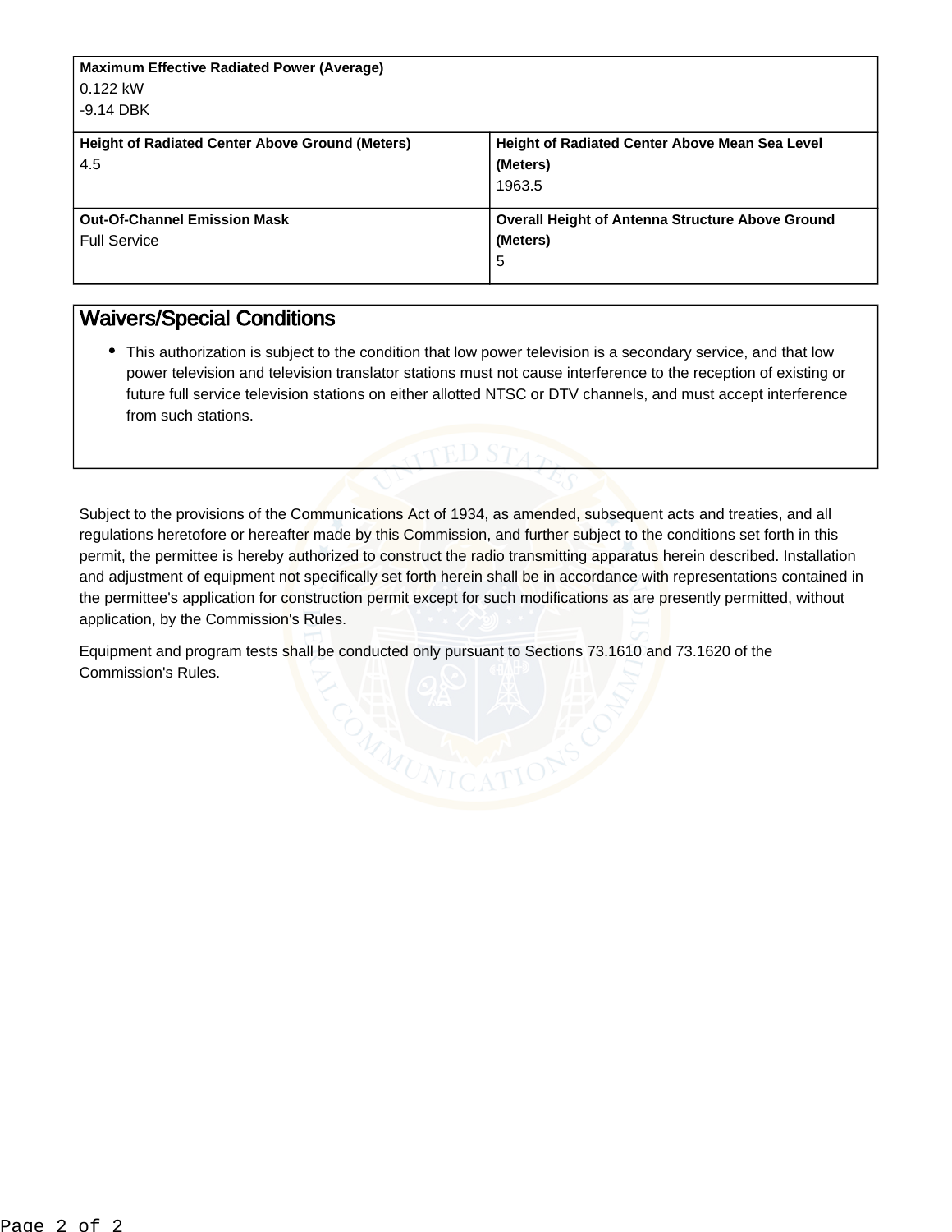| | |
|---|---|
| **Maximum Effective Radiated Power (Average)**<br>0.122 kW<br>-9.14 DBK | |
| **Height of Radiated Center Above Ground (Meters)**<br>4.5 | **Height of Radiated Center Above Mean Sea Level (Meters)**<br>1963.5 |
| **Out-Of-Channel Emission Mask**<br>Full Service | **Overall Height of Antenna Structure Above Ground (Meters)**<br>5 |

## Waivers/Special Conditions

- This authorization is subject to the condition that low power television is a secondary service, and that low power television and television translator stations must not cause interference to the reception of existing or future full service television stations on either allotted NTSC or DTV channels, and must accept interference from such stations.

Subject to the provisions of the Communications Act of 1934, as amended, subsequent acts and treaties, and all regulations heretofore or hereafter made by this Commission, and further subject to the conditions set forth in this permit, the permittee is hereby authorized to construct the radio transmitting apparatus herein described. Installation and adjustment of equipment not specifically set forth herein shall be in accordance with representations contained in the permittee's application for construction permit except for such modifications as are presently permitted, without application, by the Commission's Rules.

Equipment and program tests shall be conducted only pursuant to Sections 73.1610 and 73.1620 of the Commission's Rules.